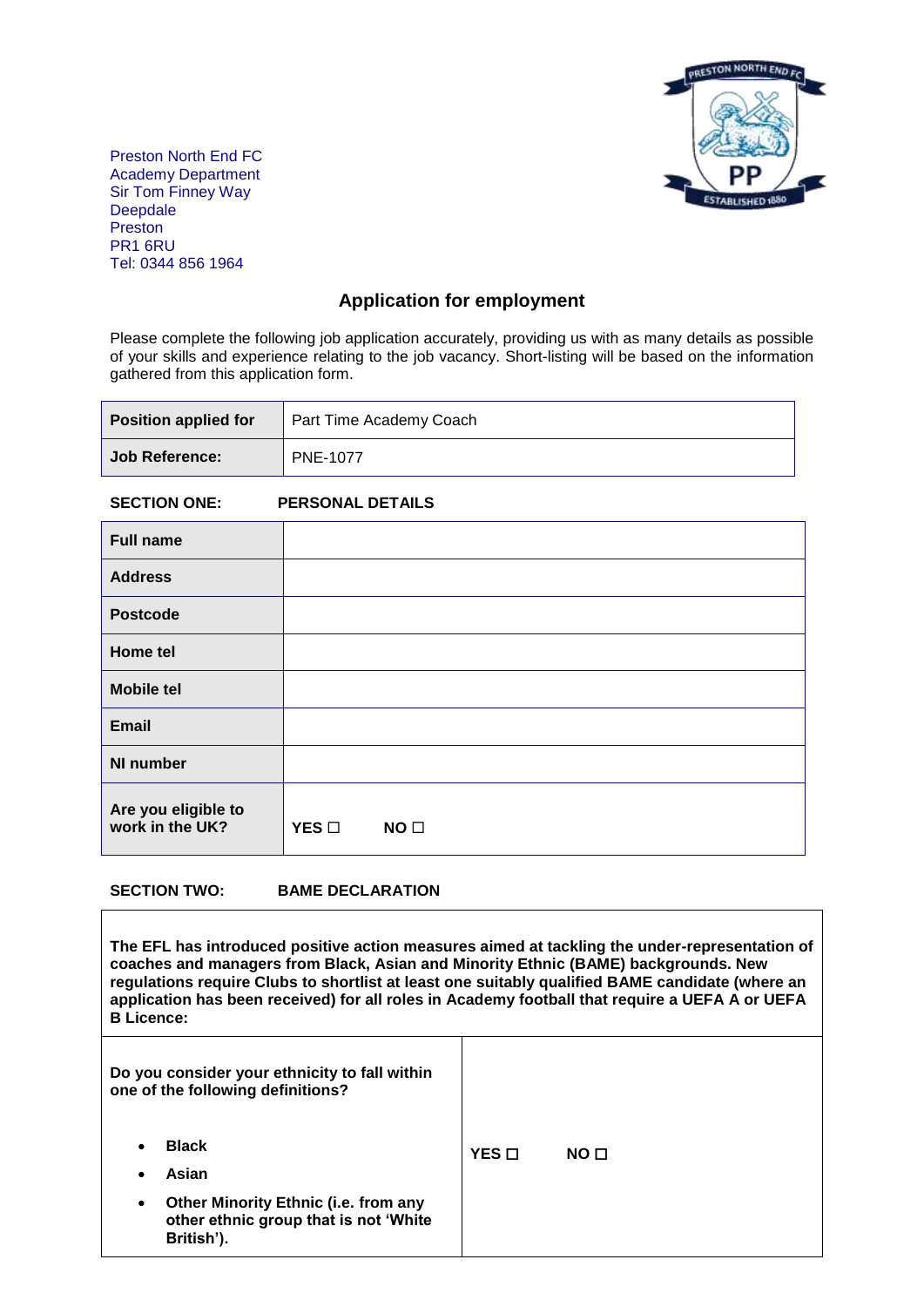Preston North End FC
Academy Department
Sir Tom Finney Way
Deepdale
Preston
PR1 6RU
Tel: 0344 856 1964

## Application for employment

Please complete the following job application accurately, providing us with as many details as possible of your skills and experience relating to the job vacancy. Short-listing will be based on the information gathered from this application form.

| **Position applied for** | Part Time Academy Coach |
|---|---|
| **Job Reference:** | PNE-1077 |

### SECTION ONE: PERSONAL DETAILS

| **Full name** | |
|---|---|
| **Address** | |
| **Postcode** | |
| **Home tel** | |
| **Mobile tel** | |
| **Email** | |
| **NI number** | |
| **Are you eligible to work in the UK?** | **YES ☐ NO ☐** |

### SECTION TWO: BAME DECLARATION

**The EFL has introduced positive action measures aimed at tackling the under-representation of coaches and managers from Black, Asian and Minority Ethnic (BAME) backgrounds. New regulations require Clubs to shortlist at least one suitably qualified BAME candidate (where an application has been received) for all roles in Academy football that require a UEFA A or UEFA B Licence:**

| **Do you consider your ethnicity to fall within one of the following definitions?**<br>• **Black**<br>• **Asian**<br>• **Other Minority Ethnic (i.e. from any other ethnic group that is not 'White British').** | **YES ☐ NO ☐** |
|---|---|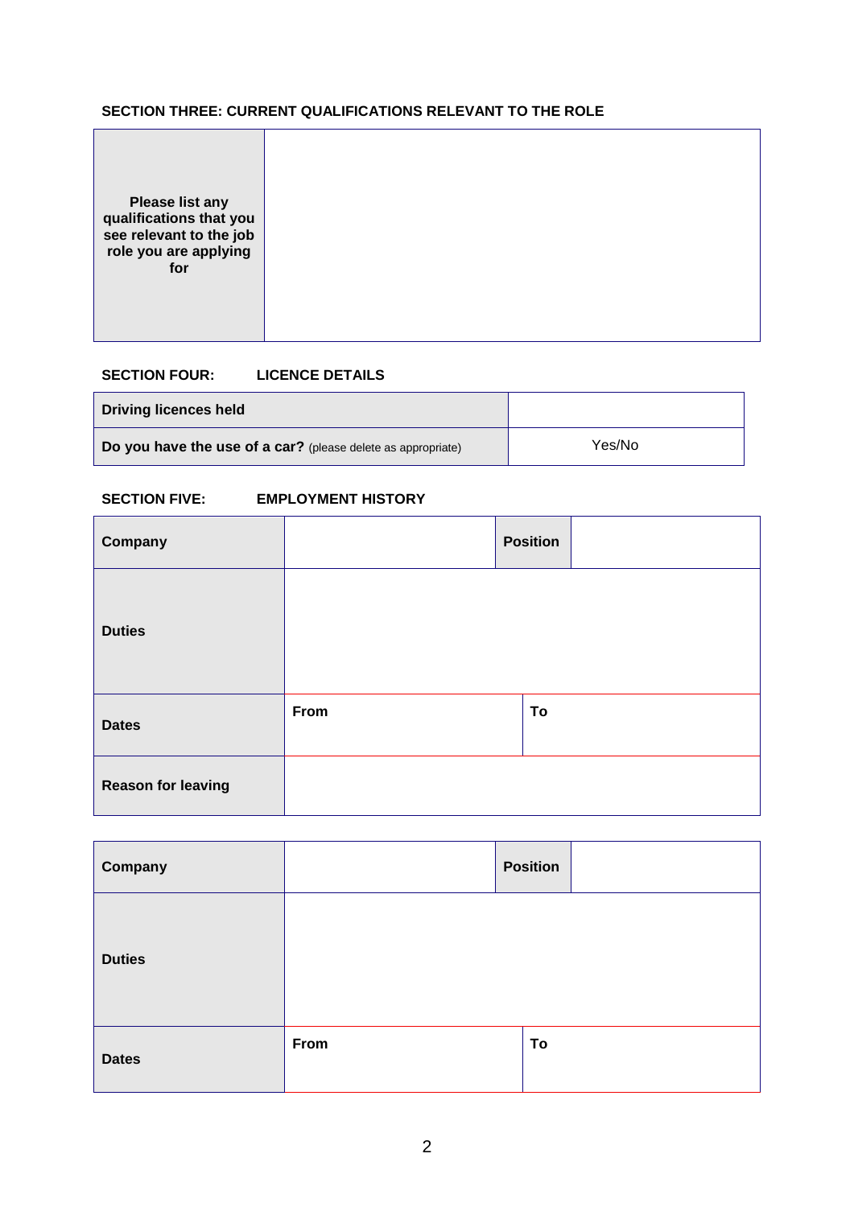### SECTION THREE: CURRENT QUALIFICATIONS RELEVANT TO THE ROLE

| **Please list any qualifications that you see relevant to the job role you are applying for** | |
|---|---|

### SECTION FOUR: LICENCE DETAILS

| **Driving licences held** | |
|---|---|
| **Do you have the use of a car?** (please delete as appropriate) | Yes/No |

### SECTION FIVE: EMPLOYMENT HISTORY

| **Company** | | **Position** | |
|---|---|---|---|
| **Duties** | | | |
| **Dates** | **From** | **To** | |
| **Reason for leaving** | | | |

| **Company** | | **Position** | |
|---|---|---|---|
| **Duties** | | | |
| **Dates** | **From** | **To** | |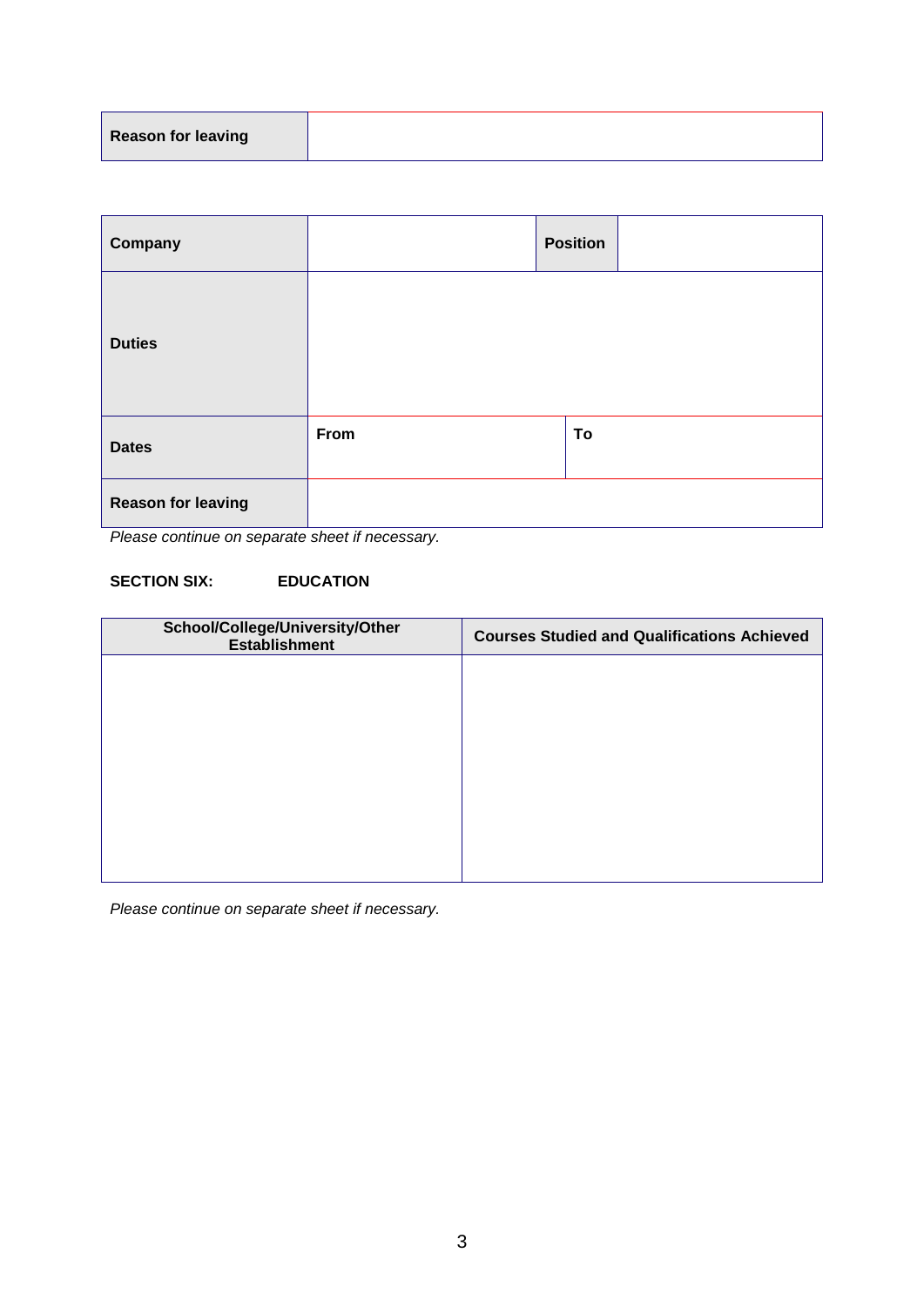| Reason for leaving | |
|---|---|

| Company | | Position | |
|---|---|---|---|
| Duties | | | |
| Dates | From | To | |
| Reason for leaving | | | |

*Please continue on separate sheet if necessary.*

**SECTION SIX: EDUCATION**

| School/College/University/Other Establishment | Courses Studied and Qualifications Achieved |
|---|---|
| | |

*Please continue on separate sheet if necessary.*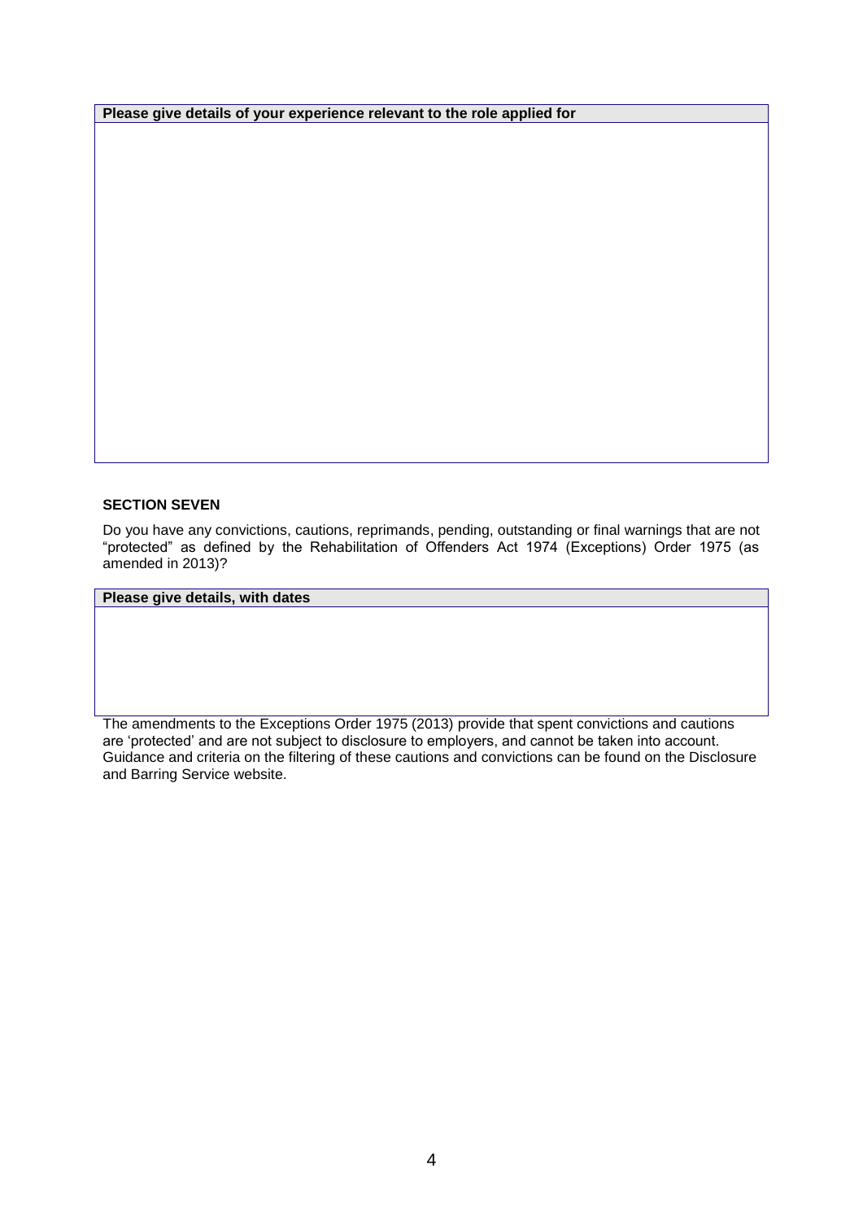| Please give details of your experience relevant to the role applied for |
| --- |
| |

## SECTION SEVEN

Do you have any convictions, cautions, reprimands, pending, outstanding or final warnings that are not "protected" as defined by the Rehabilitation of Offenders Act 1974 (Exceptions) Order 1975 (as amended in 2013)?

| Please give details, with dates |
| --- |
| |

The amendments to the Exceptions Order 1975 (2013) provide that spent convictions and cautions are 'protected' and are not subject to disclosure to employers, and cannot be taken into account. Guidance and criteria on the filtering of these cautions and convictions can be found on the Disclosure and Barring Service website.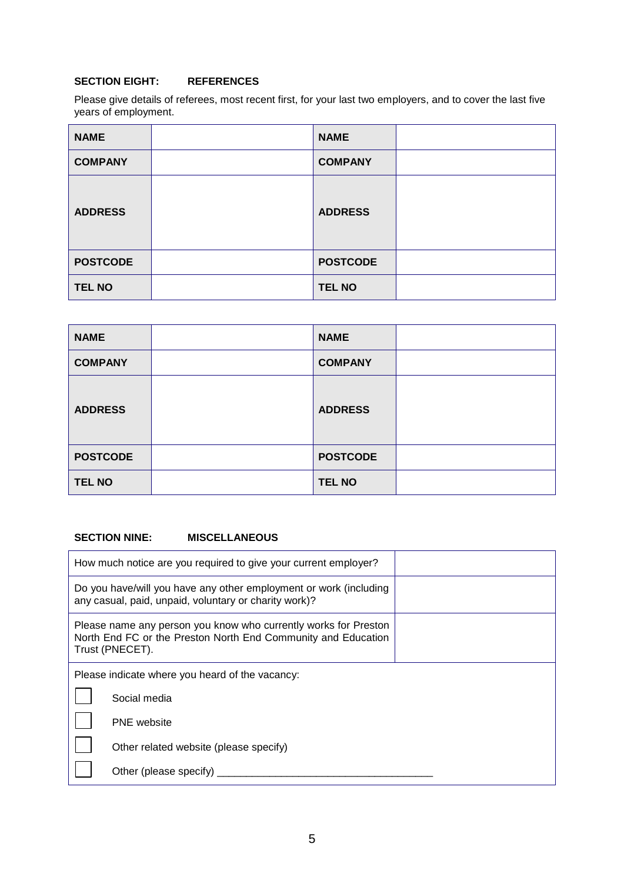### SECTION EIGHT: REFERENCES

Please give details of referees, most recent first, for your last two employers, and to cover the last five years of employment.

| NAME | | NAME | |
|---|---|---|---|
| COMPANY | | COMPANY | |
| ADDRESS | | ADDRESS | |
| POSTCODE | | POSTCODE | |
| TEL NO | | TEL NO | |

| NAME | | NAME | |
|---|---|---|---|
| COMPANY | | COMPANY | |
| ADDRESS | | ADDRESS | |
| POSTCODE | | POSTCODE | |
| TEL NO | | TEL NO | |

### SECTION NINE: MISCELLANEOUS

| | |
|---|---|
| How much notice are you required to give your current employer? | |
| Do you have/will you have any other employment or work (including any casual, paid, unpaid, voluntary or charity work)? | |
| Please name any person you know who currently works for Preston North End FC or the Preston North End Community and Education Trust (PNECET). | |

Please indicate where you heard of the vacancy:

- ☐ Social media
- ☐ PNE website
- ☐ Other related website (please specify)
- ☐ Other (please specify) ____________________________________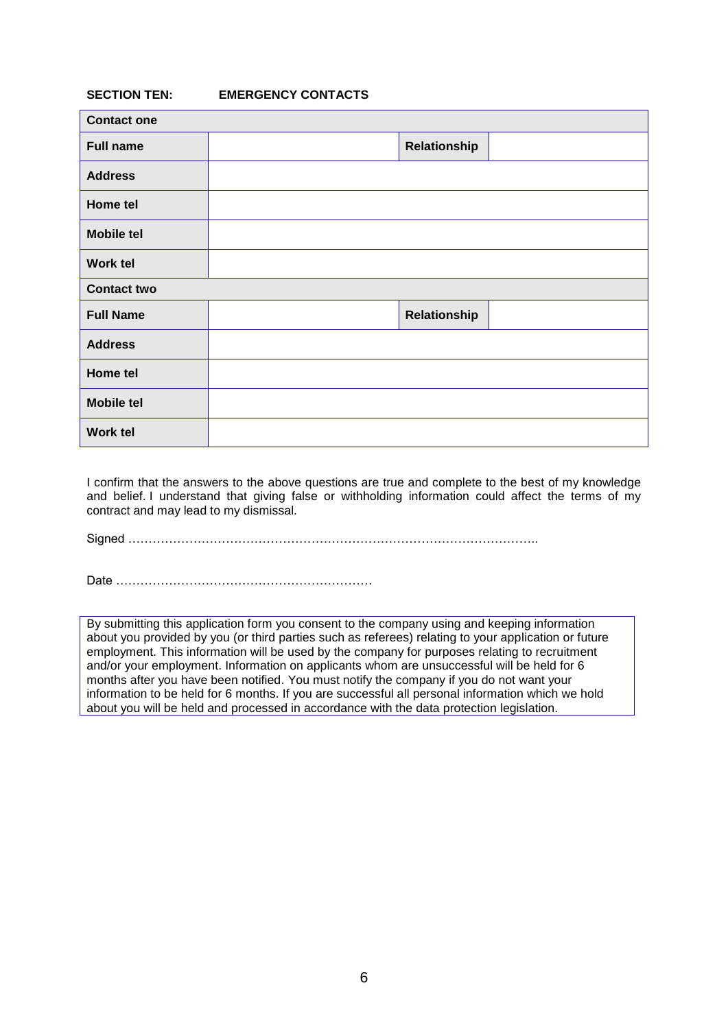**SECTION TEN: EMERGENCY CONTACTS**

| | | | |
|---|---|---|---|
| **Contact one** | | | |
| **Full name** | | **Relationship** | |
| **Address** | | | |
| **Home tel** | | | |
| **Mobile tel** | | | |
| **Work tel** | | | |
| **Contact two** | | | |
| **Full Name** | | **Relationship** | |
| **Address** | | | |
| **Home tel** | | | |
| **Mobile tel** | | | |
| **Work tel** | | | |

I confirm that the answers to the above questions are true and complete to the best of my knowledge and belief. I understand that giving false or withholding information could affect the terms of my contract and may lead to my dismissal.

Signed ………………………………………………………………………………………..

Date ……………………………………………………

By submitting this application form you consent to the company using and keeping information about you provided by you (or third parties such as referees) relating to your application or future employment. This information will be used by the company for purposes relating to recruitment and/or your employment. Information on applicants whom are unsuccessful will be held for 6 months after you have been notified. You must notify the company if you do not want your information to be held for 6 months. If you are successful all personal information which we hold about you will be held and processed in accordance with the data protection legislation.